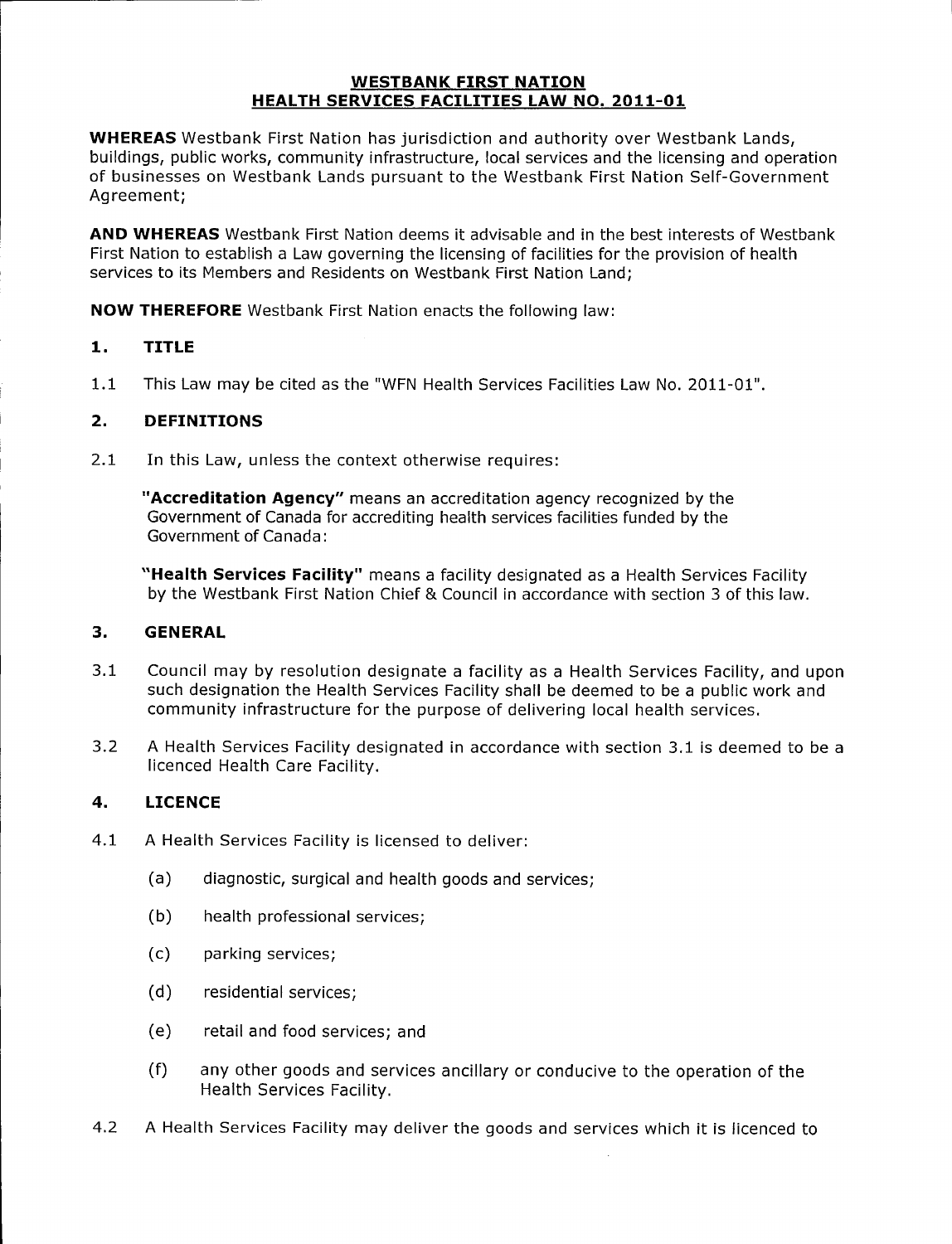# WESTBANK FIRST NATION
# HEALTH SERVICES FACILITIES LAW NO. 2011-01

**WHEREAS** Westbank First Nation has jurisdiction and authority over Westbank Lands, buildings, public works, community infrastructure, local services and the licensing and operation of businesses on Westbank Lands pursuant to the Westbank First Nation Self-Government Agreement;

**AND WHEREAS** Westbank First Nation deems it advisable and in the best interests of Westbank First Nation to establish a Law governing the licensing of facilities for the provision of health services to its Members and Residents on Westbank First Nation Land;

**NOW THEREFORE** Westbank First Nation enacts the following law:

## 1. TITLE

1.1 This Law may be cited as the "WFN Health Services Facilities Law No. 2011-01".

## 2. DEFINITIONS

2.1 In this Law, unless the context otherwise requires:

**"Accreditation Agency"** means an accreditation agency recognized by the Government of Canada for accrediting health services facilities funded by the Government of Canada:

**"Health Services Facility"** means a facility designated as a Health Services Facility by the Westbank First Nation Chief & Council in accordance with section 3 of this law.

## 3. GENERAL

3.1 Council may by resolution designate a facility as a Health Services Facility, and upon such designation the Health Services Facility shall be deemed to be a public work and community infrastructure for the purpose of delivering local health services.

3.2 A Health Services Facility designated in accordance with section 3.1 is deemed to be a licenced Health Care Facility.

## 4. LICENCE

4.1 A Health Services Facility is licensed to deliver:

(a) diagnostic, surgical and health goods and services;

(b) health professional services;

(c) parking services;

(d) residential services;

(e) retail and food services; and

(f) any other goods and services ancillary or conducive to the operation of the Health Services Facility.

4.2 A Health Services Facility may deliver the goods and services which it is licenced to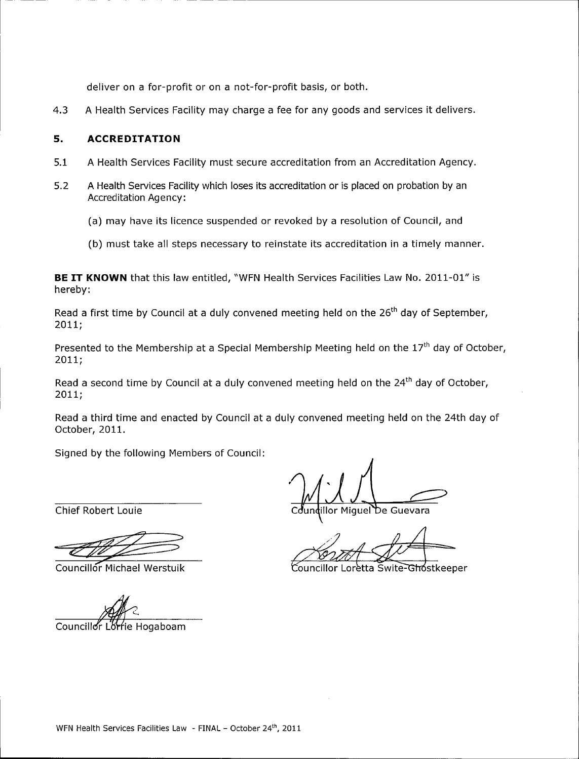deliver on a for-profit or on a not-for-profit basis, or both.

4.3 A Health Services Facility may charge a fee for any goods and services it delivers.

## 5. ACCREDITATION

5.1 A Health Services Facility must secure accreditation from an Accreditation Agency.

5.2 A Health Services Facility which loses its accreditation or is placed on probation by an Accreditation Agency:

(a) may have its licence suspended or revoked by a resolution of Council, and

(b) must take all steps necessary to reinstate its accreditation in a timely manner.

**BE IT KNOWN** that this law entitled, "WFN Health Services Facilities Law No. 2011-01" is hereby:

Read a first time by Council at a duly convened meeting held on the 26th day of September, 2011;

Presented to the Membership at a Special Membership Meeting held on the 17th day of October, 2011;

Read a second time by Council at a duly convened meeting held on the 24th day of October, 2011;

Read a third time and enacted by Council at a duly convened meeting held on the 24th day of October, 2011.

Signed by the following Members of Council:

Chief Robert Louie

Councillor Miguel De Guevara

Councillor Michael Werstuik

Councillor Loretta Swite-Ghostkeeper

Councillor Lorrie Hogaboam